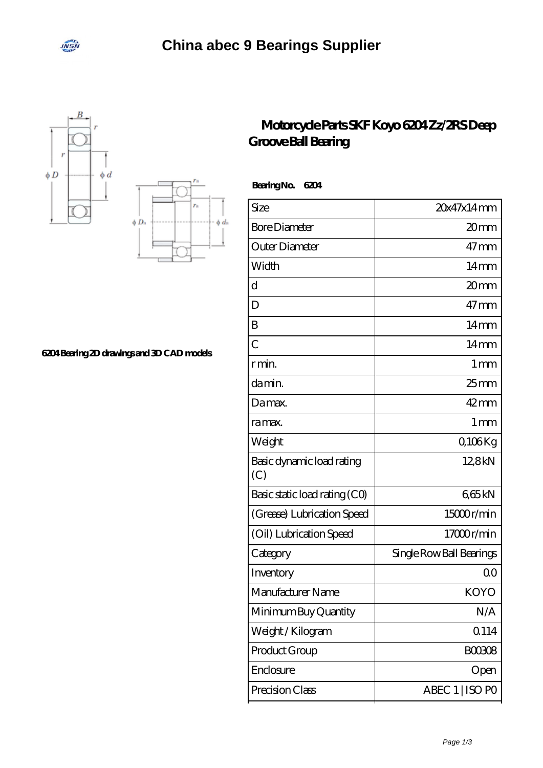# China abec 9 Bearings Supplier

6204 Bearing 2D drawings and 3D CAD models

## Motorcycle Parts SKF Koyo 6204 Zz/2RS Deep Groove Ball Bearing

**Bearing No. 6204**

| Size | 20x47x14 mm |
|---|---|
| Bore Diameter | 20 mm |
| Outer Diameter | 47 mm |
| Width | 14 mm |
| d | 20 mm |
| D | 47 mm |
| B | 14 mm |
| C | 14 mm |
| r min. | 1 mm |
| da min. | 25 mm |
| Da max. | 42 mm |
| ra max. | 1 mm |
| Weight | 0,106 Kg |
| Basic dynamic load rating (C) | 12,8 kN |
| Basic static load rating (C0) | 6,65 kN |
| (Grease) Lubrication Speed | 15000 r/min |
| (Oil) Lubrication Speed | 17000 r/min |
| Category | Single Row Ball Bearings |
| Inventory | 0.0 |
| Manufacturer Name | KOYO |
| Minimum Buy Quantity | N/A |
| Weight / Kilogram | 0.114 |
| Product Group | B00308 |
| Enclosure | Open |
| Precision Class | ABEC 1 \| ISO P0 |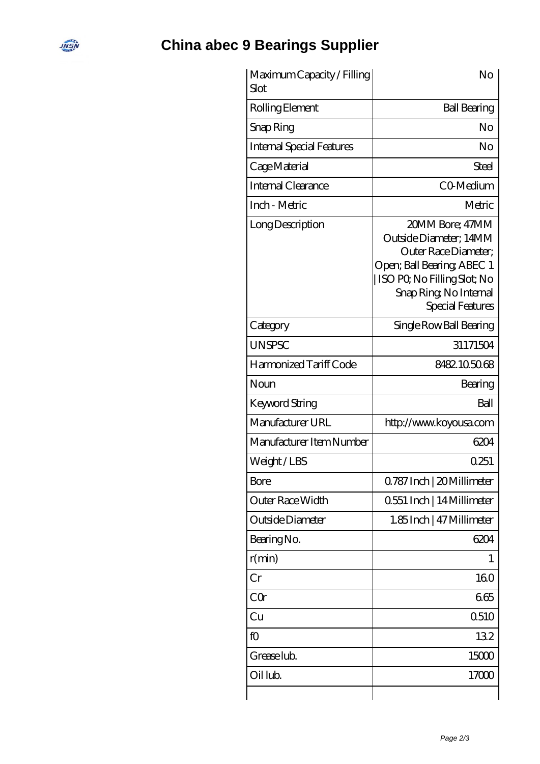# China abec 9 Bearings Supplier

| | |
|---|---|
| Maximum Capacity / Filling Slot | No |
| Rolling Element | Ball Bearing |
| Snap Ring | No |
| Internal Special Features | No |
| Cage Material | Steel |
| Internal Clearance | C0-Medium |
| Inch - Metric | Metric |
| Long Description | 20MM Bore; 47MM Outside Diameter; 14MM Outer Race Diameter; Open; Ball Bearing; ABEC 1 \| ISO P0; No Filling Slot; No Snap Ring; No Internal Special Features |
| Category | Single Row Ball Bearing |
| UNSPSC | 31171504 |
| Harmonized Tariff Code | 8482.10.50.68 |
| Noun | Bearing |
| Keyword String | Ball |
| Manufacturer URL | http://www.koyousa.com |
| Manufacturer Item Number | 6204 |
| Weight / LBS | 0.251 |
| Bore | 0.787 Inch \| 20 Millimeter |
| Outer Race Width | 0.551 Inch \| 14 Millimeter |
| Outside Diameter | 1.85 Inch \| 47 Millimeter |
| Bearing No. | 6204 |
| r(min) | 1 |
| Cr | 16.0 |
| C0r | 6.65 |
| Cu | 0.510 |
| f0 | 13.2 |
| Grease lub. | 15000 |
| Oil lub. | 17000 |
| | |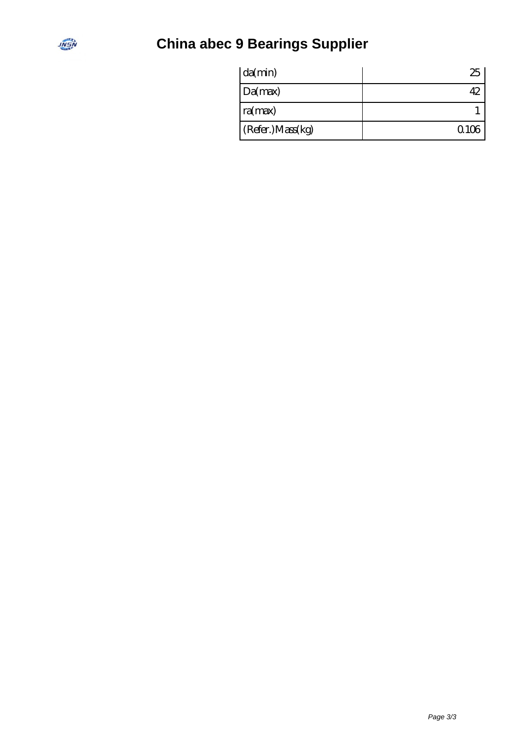| | |
|---|---|
| da(min) | 25 |
| Da(max) | 42 |
| ra(max) | 1 |
| (Refer.)Mass(kg) | 0.106 |